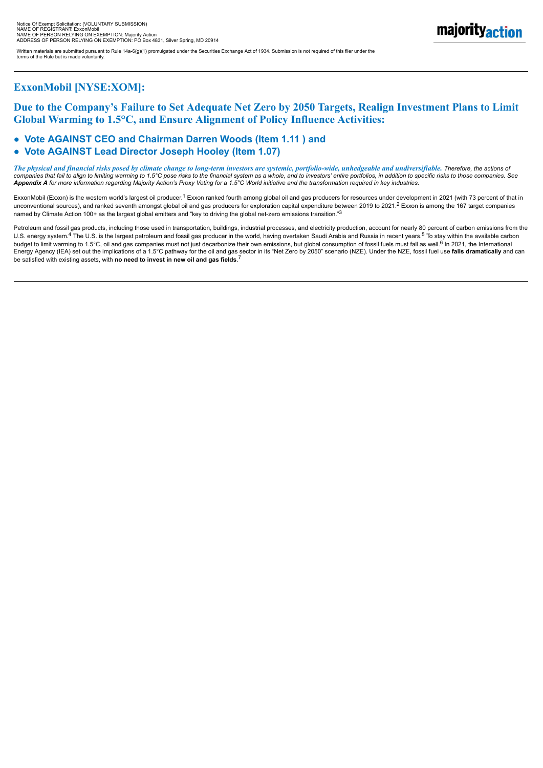Notice Of Exempt Solicitation: (VOLUNTARY SUBMISSION)
NAME OF REGISTRANT: ExxonMobil
NAME OF PERSON RELYING ON EXEMPTION: Majority Action
ADDRESS OF PERSON RELYING ON EXEMPTION: PO Box 4831, Silver Spring, MD 20914

Written materials are submitted pursuant to Rule 14a-6(g)(1) promulgated under the Securities Exchange Act of 1934. Submission is not required of this filer under the terms of the Rule but is made voluntarily.

---

## ExxonMobil [NYSE:XOM]:

## Due to the Company's Failure to Set Adequate Net Zero by 2050 Targets, Realign Investment Plans to Limit Global Warming to 1.5°C, and Ensure Alignment of Policy Influence Activities:

- **Vote AGAINST CEO and Chairman Darren Woods (Item 1.11 ) and**
- **Vote AGAINST Lead Director Joseph Hooley (Item 1.07)**

***The physical and financial risks posed by climate change to long-term investors are systemic, portfolio-wide, unhedgeable and undiversifiable.*** *Therefore, the actions of companies that fail to align to limiting warming to 1.5°C pose risks to the financial system as a whole, and to investors' entire portfolios, in addition to specific risks to those companies. See* ***Appendix A*** *for more information regarding Majority Action's Proxy Voting for a 1.5°C World initiative and the transformation required in key industries.*

ExxonMobil (Exxon) is the western world's largest oil producer.[1] Exxon ranked fourth among global oil and gas producers for resources under development in 2021 (with 73 percent of that in unconventional sources), and ranked seventh amongst global oil and gas producers for exploration capital expenditure between 2019 to 2021.[2] Exxon is among the 167 target companies named by Climate Action 100+ as the largest global emitters and "key to driving the global net-zero emissions transition."[3]

Petroleum and fossil gas products, including those used in transportation, buildings, industrial processes, and electricity production, account for nearly 80 percent of carbon emissions from the U.S. energy system.[4] The U.S. is the largest petroleum and fossil gas producer in the world, having overtaken Saudi Arabia and Russia in recent years.[5] To stay within the available carbon budget to limit warming to 1.5°C, oil and gas companies must not just decarbonize their own emissions, but global consumption of fossil fuels must fall as well.[6] In 2021, the International Energy Agency (IEA) set out the implications of a 1.5°C pathway for the oil and gas sector in its "Net Zero by 2050" scenario (NZE). Under the NZE, fossil fuel use **falls dramatically** and can be satisfied with existing assets, with **no need to invest in new oil and gas fields**.[7]

---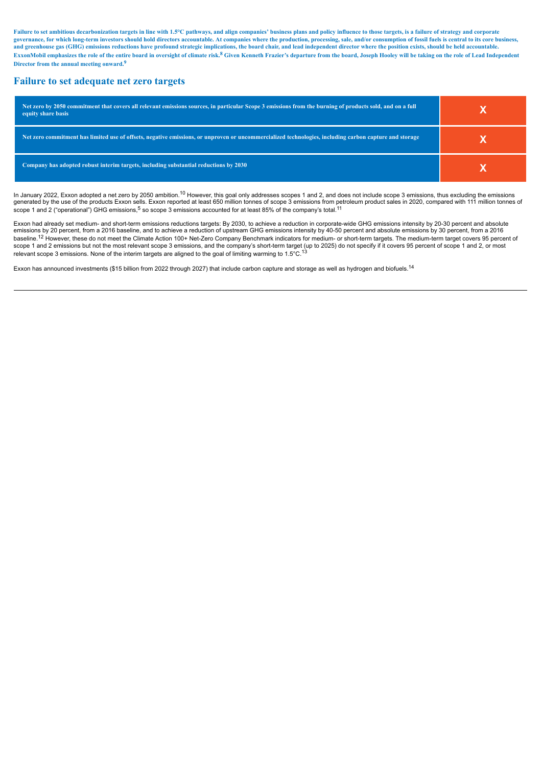**Failure to set ambitious decarbonization targets in line with 1.5°C pathways, and align companies' business plans and policy influence to those targets, is a failure of strategy and corporate governance, for which long-term investors should hold directors accountable. At companies where the production, processing, sale, and/or consumption of fossil fuels is central to its core business, and greenhouse gas (GHG) emissions reductions have profound strategic implications, the board chair, and lead independent director where the position exists, should be held accountable. ExxonMobil emphasizes the role of the entire board in oversight of climate risk.[8] Given Kenneth Frazier's departure from the board, Joseph Hooley will be taking on the role of Lead Independent Director from the annual meeting onward.[9]**

## Failure to set adequate net zero targets

| | |
|---|---|
| Net zero by 2050 commitment that covers all relevant emissions sources, in particular Scope 3 emissions from the burning of products sold, and on a full equity share basis | X |
| Net zero commitment has limited use of offsets, negative emissions, or unproven or uncommercialized technologies, including carbon capture and storage | X |
| Company has adopted robust interim targets, including substantial reductions by 2030 | X |

In January 2022, Exxon adopted a net zero by 2050 ambition.[10] However, this goal only addresses scopes 1 and 2, and does not include scope 3 emissions, thus excluding the emissions generated by the use of the products Exxon sells. Exxon reported at least 650 million tonnes of scope 3 emissions from petroleum product sales in 2020, compared with 111 million tonnes of scope 1 and 2 ("operational") GHG emissions,[5] so scope 3 emissions accounted for at least 85% of the company's total.[11]

Exxon had already set medium- and short-term emissions reductions targets: By 2030, to achieve a reduction in corporate-wide GHG emissions intensity by 20-30 percent and absolute emissions by 20 percent, from a 2016 baseline, and to achieve a reduction of upstream GHG emissions intensity by 40-50 percent and absolute emissions by 30 percent, from a 2016 baseline.[12] However, these do not meet the Climate Action 100+ Net-Zero Company Benchmark indicators for medium- or short-term targets. The medium-term target covers 95 percent of scope 1 and 2 emissions but not the most relevant scope 3 emissions, and the company's short-term target (up to 2025) do not specify if it covers 95 percent of scope 1 and 2, or most relevant scope 3 emissions. None of the interim targets are aligned to the goal of limiting warming to 1.5°C.[13]

Exxon has announced investments ($15 billion from 2022 through 2027) that include carbon capture and storage as well as hydrogen and biofuels.[14]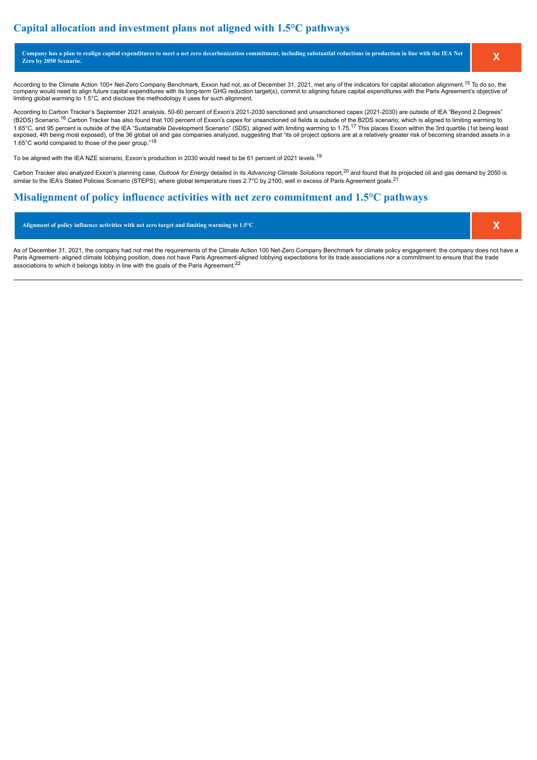## Capital allocation and investment plans not aligned with 1.5°C pathways

| Company has a plan to realign capital expenditures to meet a net zero decarbonization commitment, including substantial reductions in production in line with the IEA Net Zero by 2050 Scenario. | X |
|---|---|

According to the Climate Action 100+ Net-Zero Company Benchmark, Exxon had not, as of December 31, 2021, met any of the indicators for capital allocation alignment.[15] To do so, the company would need to align future capital expenditures with its long-term GHG reduction target(s), commit to aligning future capital expenditures with the Paris Agreement's objective of limiting global warming to 1.5°C, and disclose the methodology it uses for such alignment.

According to Carbon Tracker's September 2021 analysis, 50-60 percent of Exxon's 2021-2030 sanctioned and unsanctioned capex (2021-2030) are outside of IEA "Beyond 2 Degrees" (B2DS) Scenario.[16] Carbon Tracker has also found that 100 percent of Exxon's capex for unsanctioned oil fields is outside of the B2DS scenario, which is aligned to limiting warming to 1.65°C, and 95 percent is outside of the IEA "Sustainable Development Scenario" (SDS), aligned with limiting warming to 1.75.[17] This places Exxon within the 3rd quartile (1st being least exposed, 4th being most exposed), of the 36 global oil and gas companies analyzed, suggesting that "its oil project options are at a relatively greater risk of becoming stranded assets in a 1.65°C world compared to those of the peer group."[18]

To be aligned with the IEA NZE scenario, Exxon's production in 2030 would need to be 61 percent of 2021 levels.[19]

Carbon Tracker also analyzed Exxon's planning case, *Outlook for Energy* detailed in its *Advancing Climate Solutions* report,[20] and found that its projected oil and gas demand by 2050 is similar to the IEA's Stated Policies Scenario (STEPS), where global temperature rises 2.7°C by 2100, well in excess of Paris Agreement goals.[21]

## Misalignment of policy influence activities with net zero commitment and 1.5°C pathways

| Alignment of policy influence activities with net zero target and limiting warming to 1.5°C | X |
|---|---|

As of December 31, 2021, the company had not met the requirements of the Climate Action 100 Net-Zero Company Benchmark for climate policy engagement: the company does not have a Paris Agreement- aligned climate lobbying position, does not have Paris Agreement-aligned lobbying expectations for its trade associations nor a commitment to ensure that the trade associations to which it belongs lobby in line with the goals of the Paris Agreement.[22]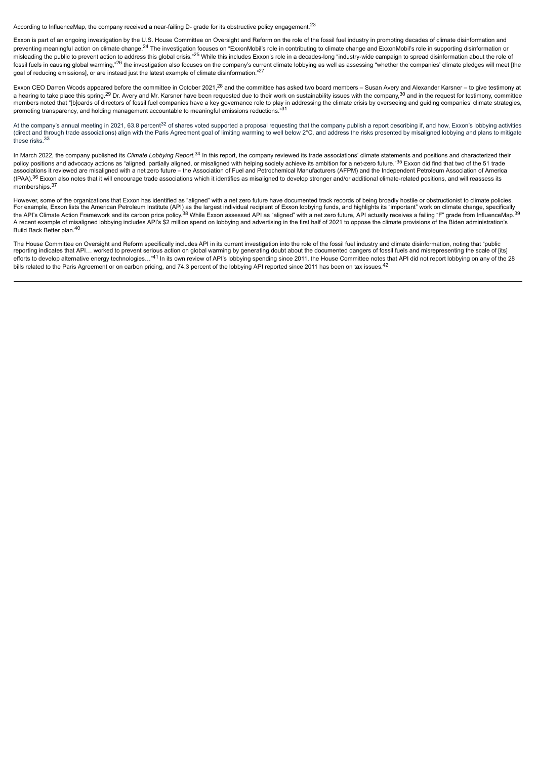According to InfluenceMap, the company received a near-failing D- grade for its obstructive policy engagement.[23]

Exxon is part of an ongoing investigation by the U.S. House Committee on Oversight and Reform on the role of the fossil fuel industry in promoting decades of climate disinformation and preventing meaningful action on climate change.[24] The investigation focuses on "ExxonMobil's role in contributing to climate change and ExxonMobil's role in supporting disinformation or misleading the public to prevent action to address this global crisis."[25] While this includes Exxon's role in a decades-long "industry-wide campaign to spread disinformation about the role of fossil fuels in causing global warming,"[26] the investigation also focuses on the company's current climate lobbying as well as assessing "whether the companies' climate pledges will meet [the goal of reducing emissions], or are instead just the latest example of climate disinformation."[27]

Exxon CEO Darren Woods appeared before the committee in October 2021,[28] and the committee has asked two board members – Susan Avery and Alexander Karsner – to give testimony at a hearing to take place this spring.[29] Dr. Avery and Mr. Karsner have been requested due to their work on sustainability issues with the company,[30] and in the request for testimony, committee members noted that "[b]oards of directors of fossil fuel companies have a key governance role to play in addressing the climate crisis by overseeing and guiding companies' climate strategies, promoting transparency, and holding management accountable to meaningful emissions reductions."[31]

At the company's annual meeting in 2021, 63.8 percent[32] of shares voted supported a proposal requesting that the company publish a report describing if, and how, Exxon's lobbying activities (direct and through trade associations) align with the Paris Agreement goal of limiting warming to well below 2°C, and address the risks presented by misaligned lobbying and plans to mitigate these risks.[33]

In March 2022, the company published its *Climate Lobbying Report*.[34] In this report, the company reviewed its trade associations' climate statements and positions and characterized their policy positions and advocacy actions as "aligned, partially aligned, or misaligned with helping society achieve its ambition for a net-zero future."[35] Exxon did find that two of the 51 trade associations it reviewed are misaligned with a net zero future – the Association of Fuel and Petrochemical Manufacturers (AFPM) and the Independent Petroleum Association of America (IPAA).[36] Exxon also notes that it will encourage trade associations which it identifies as misaligned to develop stronger and/or additional climate-related positions, and will reassess its memberships.[37]

However, some of the organizations that Exxon has identified as "aligned" with a net zero future have documented track records of being broadly hostile or obstructionist to climate policies. For example, Exxon lists the American Petroleum Institute (API) as the largest individual recipient of Exxon lobbying funds, and highlights its "important" work on climate change, specifically the API's Climate Action Framework and its carbon price policy.[38] While Exxon assessed API as "aligned" with a net zero future, API actually receives a failing "F" grade from InfluenceMap.[39] A recent example of misaligned lobbying includes API's $2 million spend on lobbying and advertising in the first half of 2021 to oppose the climate provisions of the Biden administration's Build Back Better plan.[40]

The House Committee on Oversight and Reform specifically includes API in its current investigation into the role of the fossil fuel industry and climate disinformation, noting that "public reporting indicates that API… worked to prevent serious action on global warming by generating doubt about the documented dangers of fossil fuels and misrepresenting the scale of [its] efforts to develop alternative energy technologies…"[41] In its own review of API's lobbying spending since 2011, the House Committee notes that API did not report lobbying on any of the 28 bills related to the Paris Agreement or on carbon pricing, and 74.3 percent of the lobbying API reported since 2011 has been on tax issues.[42]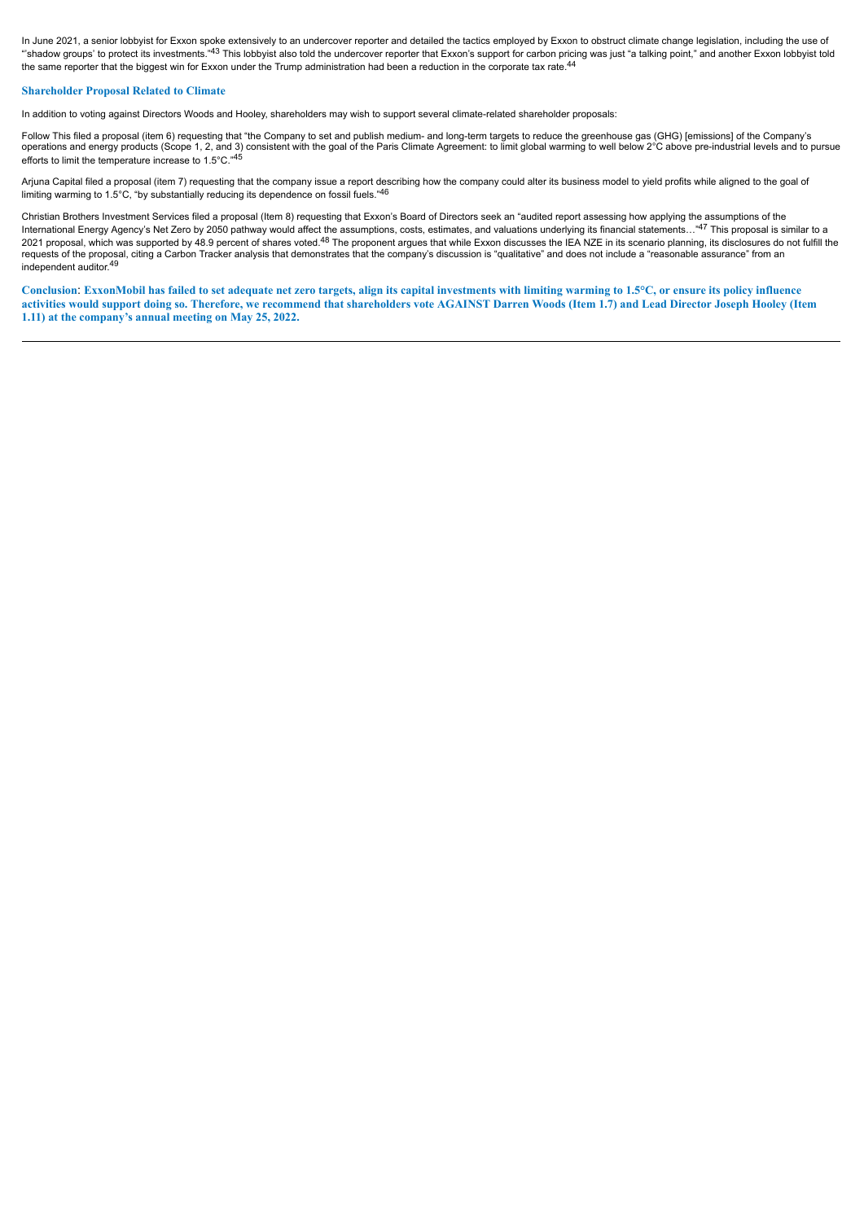In June 2021, a senior lobbyist for Exxon spoke extensively to an undercover reporter and detailed the tactics employed by Exxon to obstruct climate change legislation, including the use of "'shadow groups' to protect its investments."[43] This lobbyist also told the undercover reporter that Exxon's support for carbon pricing was just "a talking point," and another Exxon lobbyist told the same reporter that the biggest win for Exxon under the Trump administration had been a reduction in the corporate tax rate.[44]

### Shareholder Proposal Related to Climate

In addition to voting against Directors Woods and Hooley, shareholders may wish to support several climate-related shareholder proposals:

Follow This filed a proposal (item 6) requesting that "the Company to set and publish medium- and long-term targets to reduce the greenhouse gas (GHG) [emissions] of the Company's operations and energy products (Scope 1, 2, and 3) consistent with the goal of the Paris Climate Agreement: to limit global warming to well below 2°C above pre-industrial levels and to pursue efforts to limit the temperature increase to 1.5°C."[45]

Arjuna Capital filed a proposal (item 7) requesting that the company issue a report describing how the company could alter its business model to yield profits while aligned to the goal of limiting warming to 1.5°C, "by substantially reducing its dependence on fossil fuels."[46]

Christian Brothers Investment Services filed a proposal (Item 8) requesting that Exxon's Board of Directors seek an "audited report assessing how applying the assumptions of the International Energy Agency's Net Zero by 2050 pathway would affect the assumptions, costs, estimates, and valuations underlying its financial statements…"[47] This proposal is similar to a 2021 proposal, which was supported by 48.9 percent of shares voted.[48] The proponent argues that while Exxon discusses the IEA NZE in its scenario planning, its disclosures do not fulfill the requests of the proposal, citing a Carbon Tracker analysis that demonstrates that the company's discussion is "qualitative" and does not include a "reasonable assurance" from an independent auditor.[49]

**Conclusion: ExxonMobil has failed to set adequate net zero targets, align its capital investments with limiting warming to 1.5°C, or ensure its policy influence activities would support doing so. Therefore, we recommend that shareholders vote AGAINST Darren Woods (Item 1.7) and Lead Director Joseph Hooley (Item 1.11) at the company's annual meeting on May 25, 2022.**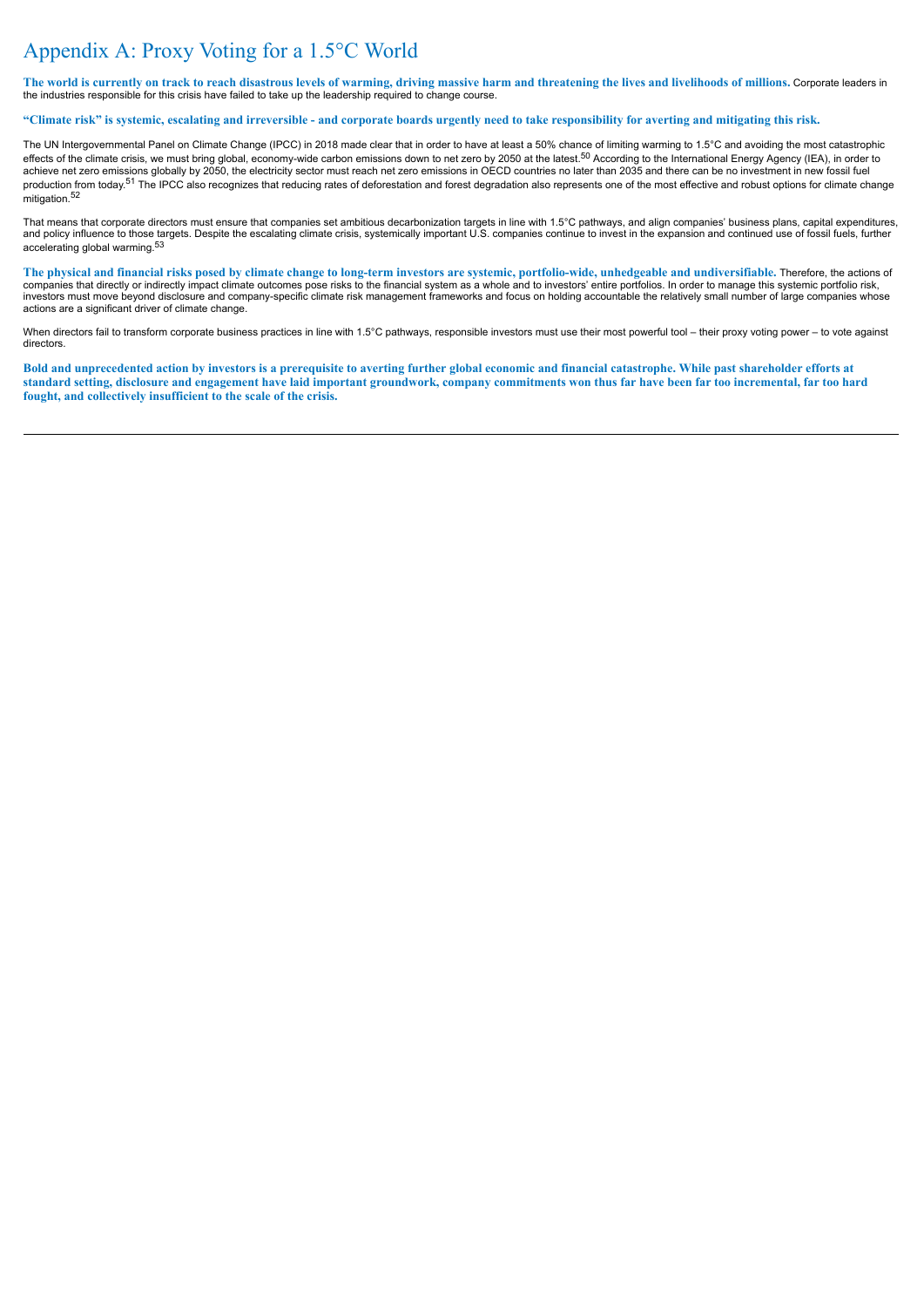# Appendix A: Proxy Voting for a 1.5°C World

**The world is currently on track to reach disastrous levels of warming, driving massive harm and threatening the lives and livelihoods of millions.** Corporate leaders in the industries responsible for this crisis have failed to take up the leadership required to change course.

**"Climate risk" is systemic, escalating and irreversible - and corporate boards urgently need to take responsibility for averting and mitigating this risk.**

The UN Intergovernmental Panel on Climate Change (IPCC) in 2018 made clear that in order to have at least a 50% chance of limiting warming to 1.5°C and avoiding the most catastrophic effects of the climate crisis, we must bring global, economy-wide carbon emissions down to net zero by 2050 at the latest.[50] According to the International Energy Agency (IEA), in order to achieve net zero emissions globally by 2050, the electricity sector must reach net zero emissions in OECD countries no later than 2035 and there can be no investment in new fossil fuel production from today.[51] The IPCC also recognizes that reducing rates of deforestation and forest degradation also represents one of the most effective and robust options for climate change mitigation.[52]

That means that corporate directors must ensure that companies set ambitious decarbonization targets in line with 1.5°C pathways, and align companies' business plans, capital expenditures, and policy influence to those targets. Despite the escalating climate crisis, systemically important U.S. companies continue to invest in the expansion and continued use of fossil fuels, further accelerating global warming.[53]

**The physical and financial risks posed by climate change to long-term investors are systemic, portfolio-wide, unhedgeable and undiversifiable.** Therefore, the actions of companies that directly or indirectly impact climate outcomes pose risks to the financial system as a whole and to investors' entire portfolios. In order to manage this systemic portfolio risk, investors must move beyond disclosure and company-specific climate risk management frameworks and focus on holding accountable the relatively small number of large companies whose actions are a significant driver of climate change.

When directors fail to transform corporate business practices in line with 1.5°C pathways, responsible investors must use their most powerful tool – their proxy voting power – to vote against directors.

**Bold and unprecedented action by investors is a prerequisite to averting further global economic and financial catastrophe. While past shareholder efforts at standard setting, disclosure and engagement have laid important groundwork, company commitments won thus far have been far too incremental, far too hard fought, and collectively insufficient to the scale of the crisis.**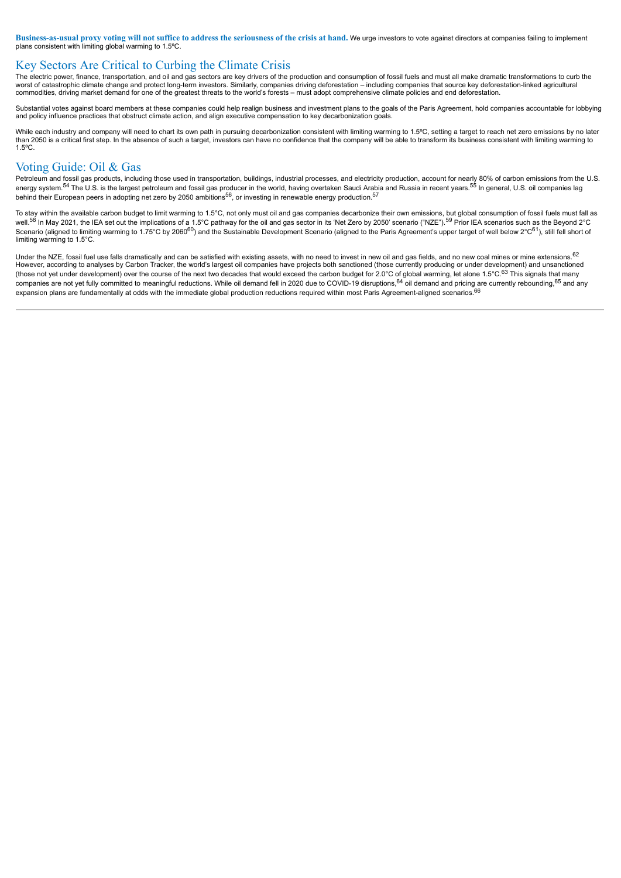**Business-as-usual proxy voting will not suffice to address the seriousness of the crisis at hand.** We urge investors to vote against directors at companies failing to implement plans consistent with limiting global warming to 1.5ºC.

## Key Sectors Are Critical to Curbing the Climate Crisis

The electric power, finance, transportation, and oil and gas sectors are key drivers of the production and consumption of fossil fuels and must all make dramatic transformations to curb the worst of catastrophic climate change and protect long-term investors. Similarly, companies driving deforestation – including companies that source key deforestation-linked agricultural commodities, driving market demand for one of the greatest threats to the world's forests – must adopt comprehensive climate policies and end deforestation.

Substantial votes against board members at these companies could help realign business and investment plans to the goals of the Paris Agreement, hold companies accountable for lobbying and policy influence practices that obstruct climate action, and align executive compensation to key decarbonization goals.

While each industry and company will need to chart its own path in pursuing decarbonization consistent with limiting warming to 1.5ºC, setting a target to reach net zero emissions by no later than 2050 is a critical first step. In the absence of such a target, investors can have no confidence that the company will be able to transform its business consistent with limiting warming to 1.5ºC.

## Voting Guide: Oil & Gas

Petroleum and fossil gas products, including those used in transportation, buildings, industrial processes, and electricity production, account for nearly 80% of carbon emissions from the U.S. energy system.[54] The U.S. is the largest petroleum and fossil gas producer in the world, having overtaken Saudi Arabia and Russia in recent years.[55] In general, U.S. oil companies lag behind their European peers in adopting net zero by 2050 ambitions[56], or investing in renewable energy production.[57]

To stay within the available carbon budget to limit warming to 1.5°C, not only must oil and gas companies decarbonize their own emissions, but global consumption of fossil fuels must fall as well.[58] In May 2021, the IEA set out the implications of a 1.5°C pathway for the oil and gas sector in its 'Net Zero by 2050' scenario ("NZE").[59] Prior IEA scenarios such as the Beyond 2°C Scenario (aligned to limiting warming to 1.75°C by 2060[60]) and the Sustainable Development Scenario (aligned to the Paris Agreement's upper target of well below 2°C[61]), still fell short of limiting warming to 1.5°C.

Under the NZE, fossil fuel use falls dramatically and can be satisfied with existing assets, with no need to invest in new oil and gas fields, and no new coal mines or mine extensions.[62] However, according to analyses by Carbon Tracker, the world's largest oil companies have projects both sanctioned (those currently producing or under development) and unsanctioned (those not yet under development) over the course of the next two decades that would exceed the carbon budget for 2.0°C of global warming, let alone 1.5°C.[63] This signals that many companies are not yet fully committed to meaningful reductions. While oil demand fell in 2020 due to COVID-19 disruptions,[64] oil demand and pricing are currently rebounding,[65] and any expansion plans are fundamentally at odds with the immediate global production reductions required within most Paris Agreement-aligned scenarios.[66]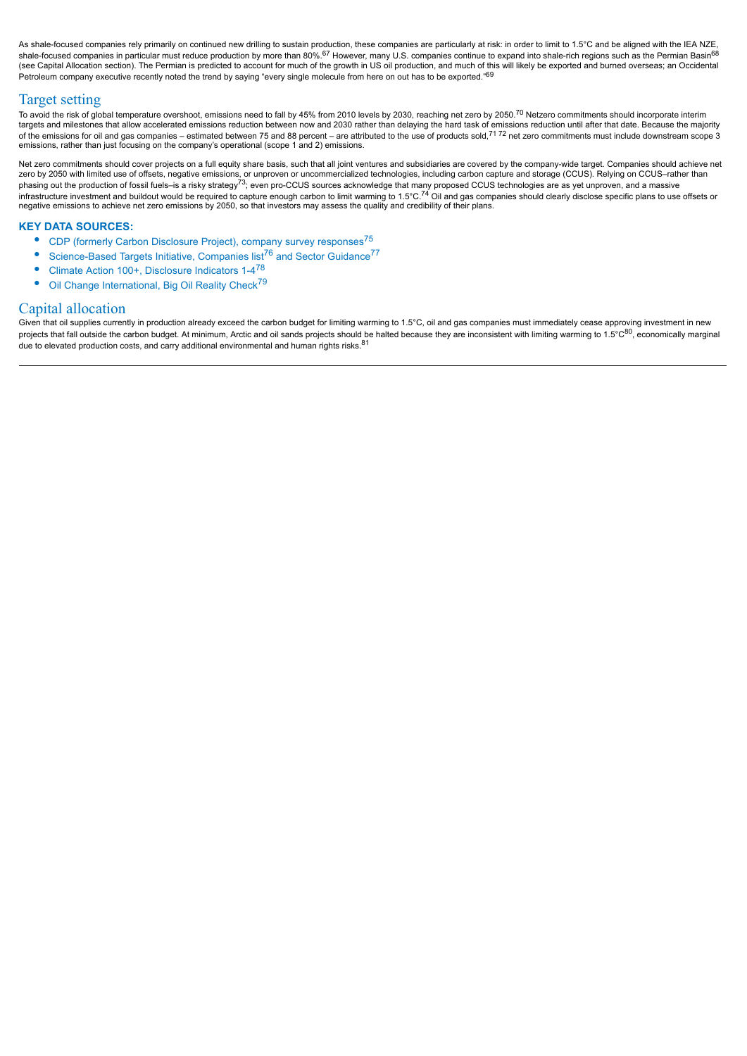As shale-focused companies rely primarily on continued new drilling to sustain production, these companies are particularly at risk: in order to limit to 1.5°C and be aligned with the IEA NZE, shale-focused companies in particular must reduce production by more than 80%.[67] However, many U.S. companies continue to expand into shale-rich regions such as the Permian Basin[68] (see Capital Allocation section). The Permian is predicted to account for much of the growth in US oil production, and much of this will likely be exported and burned overseas; an Occidental Petroleum company executive recently noted the trend by saying "every single molecule from here on out has to be exported."[69]

## Target setting

To avoid the risk of global temperature overshoot, emissions need to fall by 45% from 2010 levels by 2030, reaching net zero by 2050.[70] Netzero commitments should incorporate interim targets and milestones that allow accelerated emissions reduction between now and 2030 rather than delaying the hard task of emissions reduction until after that date. Because the majority of the emissions for oil and gas companies – estimated between 75 and 88 percent – are attributed to the use of products sold,[71 72] net zero commitments must include downstream scope 3 emissions, rather than just focusing on the company's operational (scope 1 and 2) emissions.

Net zero commitments should cover projects on a full equity share basis, such that all joint ventures and subsidiaries are covered by the company-wide target. Companies should achieve net zero by 2050 with limited use of offsets, negative emissions, or unproven or uncommercialized technologies, including carbon capture and storage (CCUS). Relying on CCUS–rather than phasing out the production of fossil fuels–is a risky strategy[73]; even pro-CCUS sources acknowledge that many proposed CCUS technologies are as yet unproven, and a massive infrastructure investment and buildout would be required to capture enough carbon to limit warming to 1.5°C.[74] Oil and gas companies should clearly disclose specific plans to use offsets or negative emissions to achieve net zero emissions by 2050, so that investors may assess the quality and credibility of their plans.

### KEY DATA SOURCES:

- CDP (formerly Carbon Disclosure Project), company survey responses[75]
- Science-Based Targets Initiative, Companies list[76] and Sector Guidance[77]
- Climate Action 100+, Disclosure Indicators 1-4[78]
- Oil Change International, Big Oil Reality Check[79]

## Capital allocation

Given that oil supplies currently in production already exceed the carbon budget for limiting warming to 1.5°C, oil and gas companies must immediately cease approving investment in new projects that fall outside the carbon budget. At minimum, Arctic and oil sands projects should be halted because they are inconsistent with limiting warming to 1.5°C[80], economically marginal due to elevated production costs, and carry additional environmental and human rights risks.[81]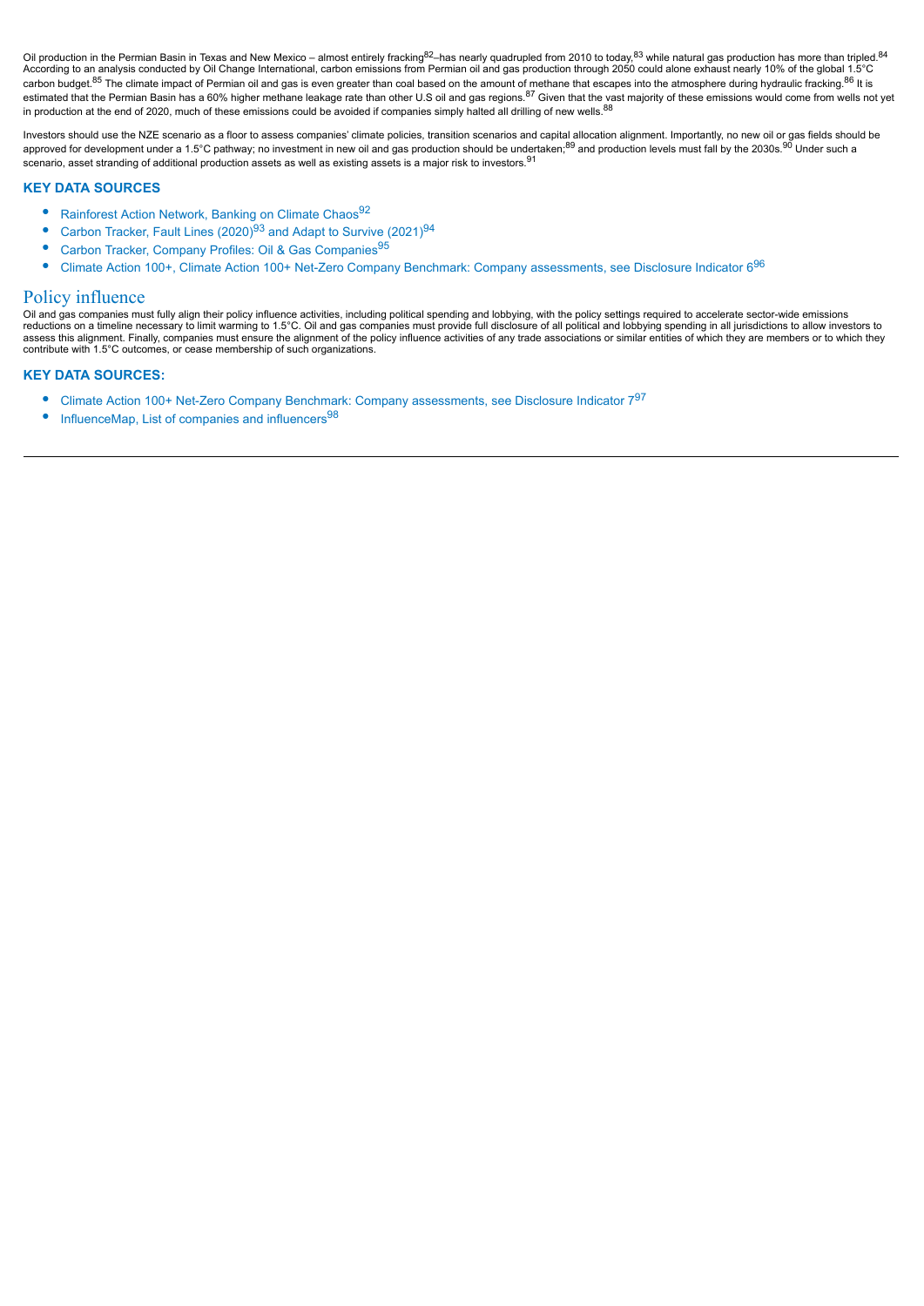Oil production in the Permian Basin in Texas and New Mexico – almost entirely fracking[82]–has nearly quadrupled from 2010 to today,[83] while natural gas production has more than tripled.[84] According to an analysis conducted by Oil Change International, carbon emissions from Permian oil and gas production through 2050 could alone exhaust nearly 10% of the global 1.5°C carbon budget.[85] The climate impact of Permian oil and gas is even greater than coal based on the amount of methane that escapes into the atmosphere during hydraulic fracking.[86] It is estimated that the Permian Basin has a 60% higher methane leakage rate than other U.S oil and gas regions.[87] Given that the vast majority of these emissions would come from wells not yet in production at the end of 2020, much of these emissions could be avoided if companies simply halted all drilling of new wells.[88]

Investors should use the NZE scenario as a floor to assess companies' climate policies, transition scenarios and capital allocation alignment. Importantly, no new oil or gas fields should be approved for development under a 1.5°C pathway; no investment in new oil and gas production should be undertaken;[89] and production levels must fall by the 2030s.[90] Under such a scenario, asset stranding of additional production assets as well as existing assets is a major risk to investors.[91]

### KEY DATA SOURCES

- Rainforest Action Network, Banking on Climate Chaos[92]
- Carbon Tracker, Fault Lines (2020)[93] and Adapt to Survive (2021)[94]
- Carbon Tracker, Company Profiles: Oil & Gas Companies[95]
- Climate Action 100+, Climate Action 100+ Net-Zero Company Benchmark: Company assessments, see Disclosure Indicator 6[96]

## Policy influence

Oil and gas companies must fully align their policy influence activities, including political spending and lobbying, with the policy settings required to accelerate sector-wide emissions reductions on a timeline necessary to limit warming to 1.5°C. Oil and gas companies must provide full disclosure of all political and lobbying spending in all jurisdictions to allow investors to assess this alignment. Finally, companies must ensure the alignment of the policy influence activities of any trade associations or similar entities of which they are members or to which they contribute with 1.5°C outcomes, or cease membership of such organizations.

### KEY DATA SOURCES:

- Climate Action 100+ Net-Zero Company Benchmark: Company assessments, see Disclosure Indicator 7[97]
- InfluenceMap, List of companies and influencers[98]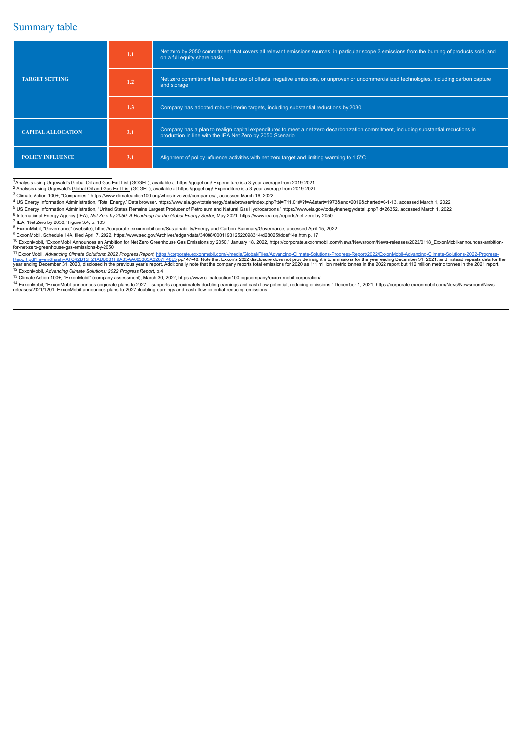# Summary table

| | | |
|---|---|---|
| **TARGET SETTING** | 1.1 | Net zero by 2050 commitment that covers all relevant emissions sources, in particular scope 3 emissions from the burning of products sold, and on a full equity share basis |
| | 1.2 | Net zero commitment has limited use of offsets, negative emissions, or unproven or uncommercialized technologies, including carbon capture and storage |
| | 1.3 | Company has adopted robust interim targets, including substantial reductions by 2030 |
| **CAPITAL ALLOCATION** | 2.1 | Company has a plan to realign capital expenditures to meet a net zero decarbonization commitment, including substantial reductions in production in line with the IEA Net Zero by 2050 Scenario |
| **POLICY INFLUENCE** | 3.1 | Alignment of policy influence activities with net zero target and limiting warming to 1.5°C |

[1] Analysis using Urgewald's Global Oil and Gas Exit List (GOGEL), available at https://gogel.org/ Expenditure is a 3-year average from 2019-2021.

[2] Analysis using Urgewald's Global Oil and Gas Exit List (GOGEL), available at https://gogel.org/ Expenditure is a 3-year average from 2019-2021.

[3] Climate Action 100+, "Companies," https://www.climateaction100.org/whos-involved/companies/ , accessed March 16, 2022

[4] US Energy Information Administration, 'Total Energy.' Data browser. https://www.eia.gov/totalenergy/data/browser/index.php?tbl=T11.01#/?f=A&start=1973&end=2019&charted=0-1-13, accessed March 1, 2022

[5] US Energy Information Administration, "United States Remains Largest Producer of Petroleum and Natural Gas Hydrocarbons," https://www.eia.gov/todayinenergy/detail.php?id=26352, accessed March 1, 2022

[6] International Energy Agency (IEA), *Net Zero by 2050: A Roadmap for the Global Energy Sector*, May 2021. https://www.iea.org/reports/net-zero-by-2050

[7] IEA, 'Net Zero by 2050,' Figure 3.4, p. 103

[8] ExxonMobil, "Governance" (website), https://corporate.exxonmobil.com/Sustainability/Energy-and-Carbon-Summary/Governance, accessed April 15, 2022

[9] ExxonMobil, Schedule 14A, filed April 7, 2022, https://www.sec.gov/Archives/edgar/data/34088/000119312522098314/d280259ddef14a.htm p. 17

[10] ExxonMobil, "ExxonMobil Announces an Ambition for Net Zero Greenhouse Gas Emissions by 2050," January 18. 2022, https://corporate.exxonmobil.com/News/Newsroom/News-releases/2022/0118_ExxonMobil-announces-ambition-for-net-zero-greenhouse-gas-emissions-by-2050

[11] ExxonMobil, *Advancing Climate Solutions: 2022 Progress Report*, https://corporate.exxonmobil.com/-/media/Global/Files/Advancing-Climate-Solutions-Progress-Report/2022/ExxonMobil-Advancing-Climate-Solutions-2022-Progress-Report.pdf?la=en&hash=AFC42B15F21ADB081F9A35AA685385A3287F48E5 pp/ 47-48. Note that Exxon's 2022 disclosure does not provide insight into emissions for the year ending December 31, 2021, and instead repeats data for the year ending December 31, 2020, disclosed in the previous year's report. Additionally note that the company reports total emissions for 2020 as 111 million metric tonnes in the 2022 report but 112 million metric tonnes in the 2021 report.

[12] ExxonMobil, *Advancing Climate Solutions: 2022 Progress Report*, p.4

[13] Climate Action 100+, "ExxonMobil" (company assessment), March 30, 2022, https://www.climateaction100.org/company/exxon-mobil-corporation/

[14] ExxonMobil, "ExxonMobil announces corporate plans to 2027 – supports approximately doubling earnings and cash flow potential, reducing emissions," December 1, 2021, https://corporate.exxonmobil.com/News/Newsroom/News-releases/2021/1201_ExxonMobil-announces-plans-to-2027-doubling-earnings-and-cash-flow-potential-reducing-emissions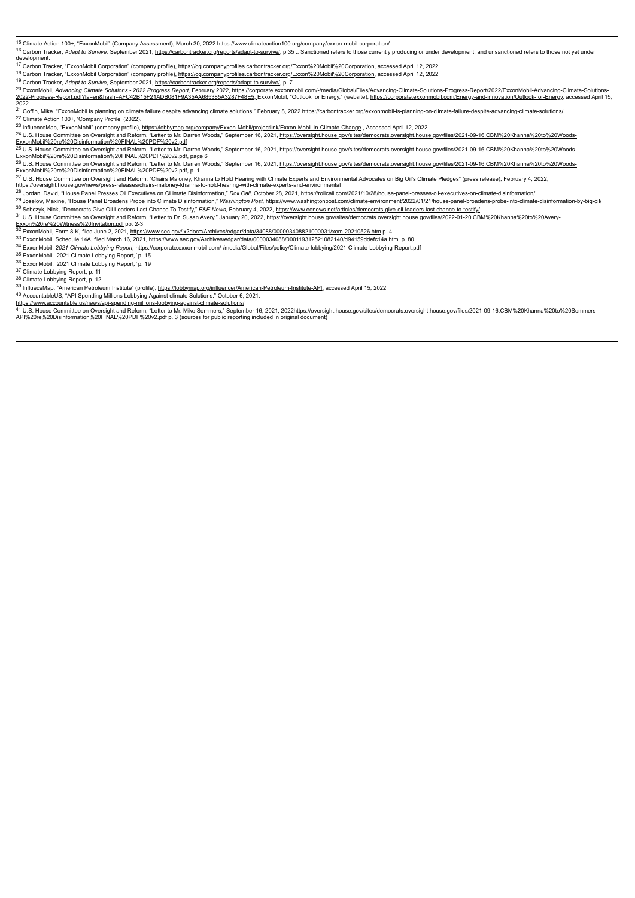[15] Climate Action 100+, "ExxonMobil" (Company Assessment), March 30, 2022 https://www.climateaction100.org/company/exxon-mobil-corporation/

[16] Carbon Tracker, *Adapt to Survive*, September 2021, https://carbontracker.org/reports/adapt-to-survive/, p 35 .. Sanctioned refers to those currently producing or under development, and unsanctioned refers to those not yet under development.

[17] Carbon Tracker, "ExxonMobil Corporation" (company profile), https://og.companyprofiles.carbontracker.org/Exxon%20Mobil%20Corporation, accessed April 12, 2022

[18] Carbon Tracker, "ExxonMobil Corporation" (company profile), https://og.companyprofiles.carbontracker.org/Exxon%20Mobil%20Corporation, accessed April 12, 2022

[19] Carbon Tracker, *Adapt to Survive*, September 2021, https://carbontracker.org/reports/adapt-to-survive/, p. 7

[20] ExxonMobil, *Advancing Climate Solutions - 2022 Progress Report*, February 2022, https://corporate.exxonmobil.com/-/media/Global/Files/Advancing-Climate-Solutions-Progress-Report/2022/ExxonMobil-Advancing-Climate-Solutions-2022-Progress-Report.pdf?la=en&hash=AFC42B15F21ADB081F9A35AA685385A3287F48E5; ExxonMobil, "Outlook for Energy," (website), https://corporate.exxonmobil.com/Energy-and-innovation/Outlook-for-Energy, accessed April 15, 2022

[21] Coffin, Mike. "ExxonMobil is planning on climate failure despite advancing climate solutions," February 8, 2022 https://carbontracker.org/exxonmobil-is-planning-on-climate-failure-despite-advancing-climate-solutions/

[22] Climate Action 100+, 'Company Profile' (2022).

[23] InfluenceMap, "ExxonMobil" (company profile), https://lobbymap.org/company/Exxon-Mobil/projectlink/Exxon-Mobil-In-Climate-Change , Accessed April 12, 2022

[24] U.S. House Committee on Oversight and Reform, "Letter to Mr. Darren Woods," September 16, 2021, https://oversight.house.gov/sites/democrats.oversight.house.gov/files/2021-09-16.CBM%20Khanna%20to%20Woods-ExxonMobil%20re%20Disinformation%20FINAL%20PDF%20v2.pdf

[25] U.S. House Committee on Oversight and Reform, "Letter to Mr. Darren Woods," September 16, 2021, https://oversight.house.gov/sites/democrats.oversight.house.gov/files/2021-09-16.CBM%20Khanna%20to%20Woods-ExxonMobil%20re%20Disinformation%20FINAL%20PDF%20v2.pdf, page 6

[26] U.S. House Committee on Oversight and Reform, "Letter to Mr. Darren Woods," September 16, 2021, https://oversight.house.gov/sites/democrats.oversight.house.gov/files/2021-09-16.CBM%20Khanna%20to%20Woods-ExxonMobil%20re%20Disinformation%20FINAL%20PDF%20v2.pdf, p. 1

[27] U.S. House Committee on Oversight and Reform, "Chairs Maloney, Khanna to Hold Hearing with Climate Experts and Environmental Advocates on Big Oil's Climate Pledges" (press release), February 4, 2022, https://oversight.house.gov/news/press-releases/chairs-maloney-khanna-to-hold-hearing-with-climate-experts-and-environmental

[28] Jordan, David, "House Panel Presses Oil Executives on CLimate Disinformation," *Roll Call*, October 28, 2021, https://rollcall.com/2021/10/28/house-panel-presses-oil-executives-on-climate-disinformation/

[29] Joselow, Maxine, "House Panel Broadens Probe into Climate Disinformation," *Washington Post*, https://www.washingtonpost.com/climate-environment/2022/01/21/house-panel-broadens-probe-into-climate-disinformation-by-big-oil/

[30] Sobczyk, Nick, "Democrats Give Oil Leaders Last Chance To Testify," *E&E News*, February 4, 2022, https://www.eenews.net/articles/democrats-give-oil-leaders-last-chance-to-testify/

[31] U.S. House Committee on Oversight and Reform, "Letter to Dr. Susan Avery," January 20, 2022, https://oversight.house.gov/sites/democrats.oversight.house.gov/files/2022-01-20.CBM%20Khanna%20to%20Avery-Exxon%20re%20Witness%20Invitation.pdf pp. 2-3

[32] ExxonMobil, Form 8-K, filed June 2, 2021, https://www.sec.gov/ix?doc=/Archives/edgar/data/34088/000003408821000031/xom-20210526.htm p. 4

[33] ExxonMobil, Schedule 14A, filed March 16, 2021, https://www.sec.gov/Archives/edgar/data/0000034088/000119312521082140/d94159ddefc14a.htm, p. 80

[34] ExxonMobil, *2021 Climate Lobbying Report*, https://corporate.exxonmobil.com/-/media/Global/Files/policy/Climate-lobbying/2021-Climate-Lobbying-Report.pdf

[35] ExxonMobil, '2021 Climate Lobbying Report,' p. 15

[36] ExxonMobil, '2021 Climate Lobbying Report,' p. 19

[37] Climate Lobbying Report, p. 11

[38] Climate Lobbying Report, p. 12

[39] InflueceMap, "American Petroleum Institute" (profile), https://lobbymap.org/influencer/American-Petroleum-Institute-API, accessed April 15, 2022

[40] AccountableUS, "API Spending Millions Lobbying Against climate Solutions." October 6, 2021. https://www.accountable.us/news/api-spending-millions-lobbying-against-climate-solutions/

[41] U.S. House Committee on Oversight and Reform, "Letter to Mr. Mike Sommers," September 16, 2021, 2022https://oversight.house.gov/sites/democrats.oversight.house.gov/files/2021-09-16.CBM%20Khanna%20to%20Sommers-API%20re%20Disinformation%20FINAL%20PDF%20v2.pdf p. 3 (sources for public reporting included in original document)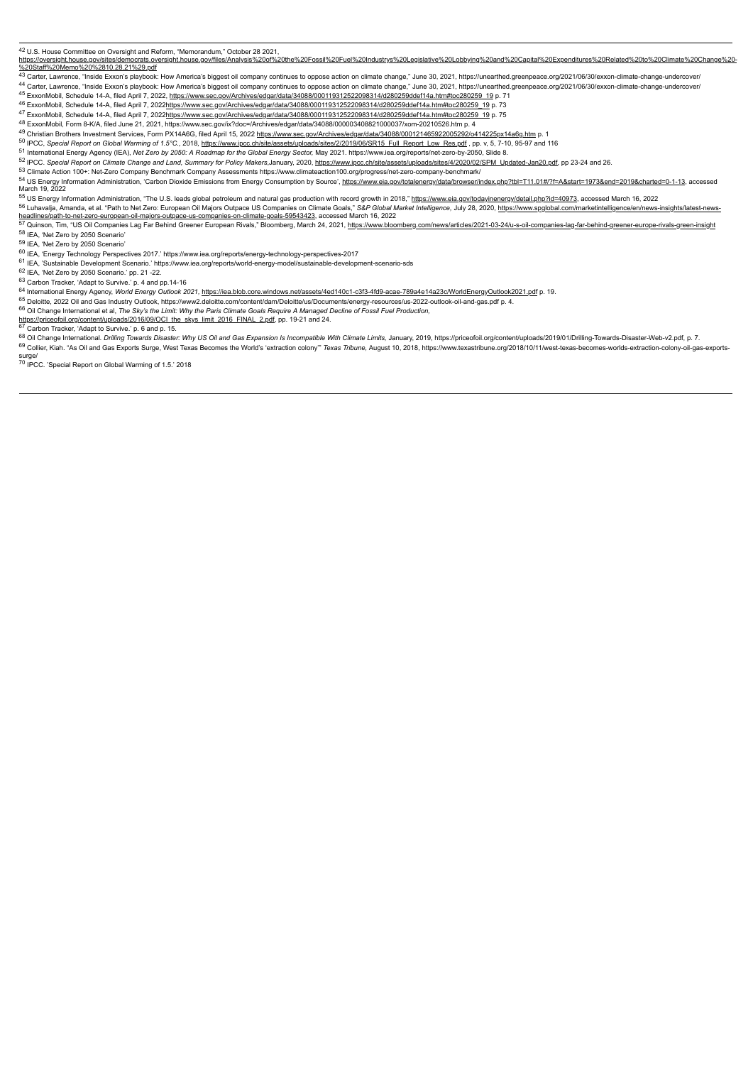[42] U.S. House Committee on Oversight and Reform, "Memorandum," October 28 2021, https://oversight.house.gov/sites/democrats.oversight.house.gov/files/Analysis%20of%20the%20Fossil%20Fuel%20Industrys%20Legislative%20Lobbying%20and%20Capital%20Expenditures%20Related%20to%20Climate%20Change%20-%20Staff%20Memo%20%2810.28.21%29.pdf

[43] Carter, Lawrence, "Inside Exxon's playbook: How America's biggest oil company continues to oppose action on climate change," June 30, 2021, https://unearthed.greenpeace.org/2021/06/30/exxon-climate-change-undercover/

[44] Carter, Lawrence, "Inside Exxon's playbook: How America's biggest oil company continues to oppose action on climate change," June 30, 2021, https://unearthed.greenpeace.org/2021/06/30/exxon-climate-change-undercover/

[45] ExxonMobil, Schedule 14-A, filed April 7, 2022, https://www.sec.gov/Archives/edgar/data/34088/000119312522098314/d280259ddef14a.htm#toc280259_19 p. 71

[46] ExxonMobil, Schedule 14-A, filed April 7, 2022https://www.sec.gov/Archives/edgar/data/34088/000119312522098314/d280259ddef14a.htm#toc280259_19 p. 73

[47] ExxonMobil, Schedule 14-A, filed April 7, 2022https://www.sec.gov/Archives/edgar/data/34088/000119312522098314/d280259ddef14a.htm#toc280259_19 p. 75

[48] ExxonMobil, Form 8-K/A, filed June 21, 2021, https://www.sec.gov/ix?doc=/Archives/edgar/data/34088/000003408821000037/xom-20210526.htm p. 4

[49] Christian Brothers Investment Services, Form PX14A6G, filed April 15, 2022 https://www.sec.gov/Archives/edgar/data/34088/000121465922005292/o414225px14a6g.htm p. 1

[50] IPCC, *Special Report on Global Warming of 1.5°C.*, 2018, https://www.ipcc.ch/site/assets/uploads/sites/2/2019/06/SR15_Full_Report_Low_Res.pdf , pp. v, 5, 7-10, 95-97 and 116

[51] International Energy Agency (IEA), *Net Zero by 2050: A Roadmap for the Global Energy Sector,* May 2021. https://www.iea.org/reports/net-zero-by-2050, Slide 8.

[52] IPCC. *Special Report on Climate Change and Land, Summary for Policy Makers*,January, 2020, https://www.ipcc.ch/site/assets/uploads/sites/4/2020/02/SPM_Updated-Jan20.pdf, pp 23-24 and 26.

[53] Climate Action 100+: Net-Zero Company Benchmark Company Assessments https://www.climateaction100.org/progress/net-zero-company-benchmark/

[54] US Energy Information Administration, 'Carbon Dioxide Emissions from Energy Consumption by Source', https://www.eia.gov/totalenergy/data/browser/index.php?tbl=T11.01#/?f=A&start=1973&end=2019&charted=0-1-13, accessed March 19, 2022

[55] US Energy Information Administration, "The U.S. leads global petroleum and natural gas production with record growth in 2018," https://www.eia.gov/todayinenergy/detail.php?id=40973, accessed March 16, 2022

[56] Luhavalja, Amanda, et al. "Path to Net Zero: European Oil Majors Outpace US Companies on Climate Goals," *S&P Global Market Intelligence,* July 28, 2020, https://www.spglobal.com/marketintelligence/en/news-insights/latest-news-headlines/path-to-net-zero-european-oil-majors-outpace-us-companies-on-climate-goals-59543423, accessed March 16, 2022

[57] Quinson, Tim, "US Oil Companies Lag Far Behind Greener European Rivals," Bloomberg, March 24, 2021, https://www.bloomberg.com/news/articles/2021-03-24/u-s-oil-companies-lag-far-behind-greener-europe-rivals-green-insight

[58] IEA, 'Net Zero by 2050 Scenario'

[59] IEA, 'Net Zero by 2050 Scenario'

[60] IEA, 'Energy Technology Perspectives 2017.' https://www.iea.org/reports/energy-technology-perspectives-2017

[61] IEA, 'Sustainable Development Scenario.' https://www.iea.org/reports/world-energy-model/sustainable-development-scenario-sds

[62] IEA, 'Net Zero by 2050 Scenario.' pp. 21 -22.

[63] Carbon Tracker, 'Adapt to Survive.' p. 4 and pp.14-16

[64] International Energy Agency, *World Energy Outlook 2021*, https://iea.blob.core.windows.net/assets/4ed140c1-c3f3-4fd9-acae-789a4e14a23c/WorldEnergyOutlook2021.pdf p. 19.

[65] Deloitte, 2022 Oil and Gas Industry Outlook, https://www2.deloitte.com/content/dam/Deloitte/us/Documents/energy-resources/us-2022-outlook-oil-and-gas.pdf p. 4.

[66] Oil Change International et al, *The Sky's the Limit: Why the Paris Climate Goals Require A Managed Decline of Fossil Fuel Production,* https://priceofoil.org/content/uploads/2016/09/OCI_the_skys_limit_2016_FINAL_2.pdf, pp. 19-21 and 24.

[67] Carbon Tracker, 'Adapt to Survive.' p. 6 and p. 15.

[68] Oil Change International. *Drilling Towards Disaster: Why US Oil and Gas Expansion Is Incompatible With Climate Limits,* January, 2019, https://priceofoil.org/content/uploads/2019/01/Drilling-Towards-Disaster-Web-v2.pdf, p. 7.

[69] Collier, Kiah. "As Oil and Gas Exports Surge, West Texas Becomes the World's 'extraction colony'" *Texas Tribune,* August 10, 2018, https://www.texastribune.org/2018/10/11/west-texas-becomes-worlds-extraction-colony-oil-gas-exports-surge/

[70] IPCC. 'Special Report on Global Warming of 1.5.' 2018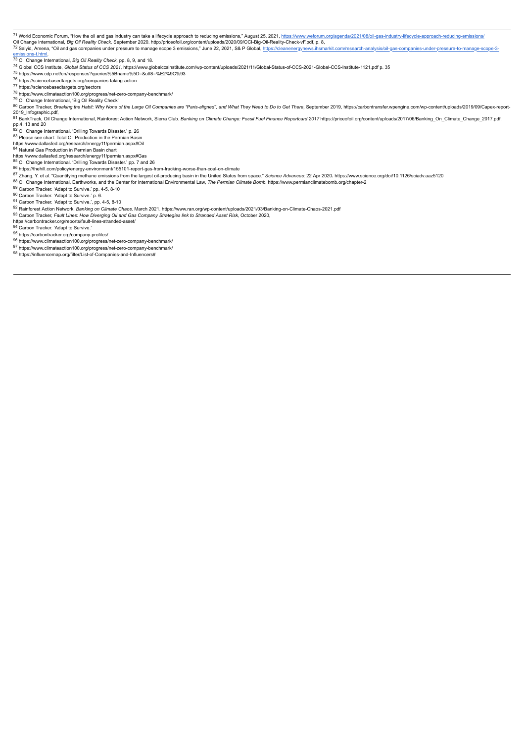[71] World Economic Forum, "How the oil and gas industry can take a lifecycle approach to reducing emissions," August 25, 2021, https://www.weforum.org/agenda/2021/08/oil-gas-industry-lifecycle-approach-reducing-emissions/
Oil Change International, *Big Oil Reality Check*, September 2020. http://priceofoil.org/content/uploads/2020/09/OCI-Big-Oil-Reality-Check-vF.pdf, p. 8,

[72] Saiyid, Amena, "Oil and gas companies under pressure to manage scope 3 emissions," June 22, 2021, S& P Global, https://cleanenergynews.ihsmarkit.com/research-analysis/oil-gas-companies-under-pressure-to-manage-scope-3-emissions-t.html.

[73] Oil Change International, *Big Oil Reality Check*, pp. 8, 9, and 18.

[74] Global CCS Institute, *Global Status of CCS 2021*, https://www.globalccsinstitute.com/wp-content/uploads/2021/11/Global-Status-of-CCS-2021-Global-CCS-Institute-1121.pdf p. 35

[75] https://www.cdp.net/en/responses?queries%5Bname%5D=&utf8=%E2%9C%93

[76] https://sciencebasedtargets.org/companies-taking-action

[77] https://sciencebasedtargets.org/sectors

[78] https://www.climateaction100.org/progress/net-zero-company-benchmark/

[79] Oil Change International, 'Big Oil Reality Check'

[80] Carbon Tracker, *Breaking the Habit: Why None of the Large Oil Companies are "Paris-aligned", and What They Need to Do to Get There*, September 2019, https://carbontransfer.wpengine.com/wp-content/uploads/2019/09/Capex-report-2019_Infographic.pdf,

[81] BankTrack, Oil Change International, Rainforest Action Network, Sierra Club. *Banking on Climate Change: Fossil Fuel Finance Reportcard 2017* https://priceofoil.org/content/uploads/2017/06/Banking_On_Climate_Change_2017.pdf, pp.4, 13 and 20

[82] Oil Change International. 'Drilling Towards Disaster.' p. 26

[83] Please see chart: Total Oil Production in the Permian Basin
https://www.dallasfed.org/research/energy11/permian.aspx#Oil

[84] Natural Gas Production in Permian Basin chart
https://www.dallasfed.org/research/energy11/permian.aspx#Gas

[85] Oil Change International. 'Drilling Towards Disaster.' pp. 7 and 26

[86] https://thehill.com/policy/energy-environment/155101-report-gas-from-fracking-worse-than-coal-on-climate

[87] Zhang, Y. et al. "Quantifying methane emissions from the largest oil-producing basin in the United States from space." *Science Advances:* 22 Apr 2020. https://www.science.org/doi/10.1126/sciadv.aaz5120

[88] Oil Change International, Earthworks, and the Center for International Environmental Law, *The Permian Climate Bomb*. https://www.permianclimatebomb.org/chapter-2

[89] Carbon Tracker. 'Adapt to Survive.' pp. 4-5, 8-10

[90] Carbon Tracker. 'Adapt to Survive.' p. 6.

[91] Carbon Tracker. 'Adapt to Survive.', pp. 4-5, 8-10

[92] Rainforest Action Network, *Banking on Climate Chaos*. March 2021. https://www.ran.org/wp-content/uploads/2021/03/Banking-on-Climate-Chaos-2021.pdf

[93] Carbon Tracker, *Fault Lines: How Diverging Oil and Gas Company Strategies link to Stranded Asset Risk*, October 2020,
https://carbontracker.org/reports/fault-lines-stranded-asset/

[94] Carbon Tracker. 'Adapt to Survive.'

[95] https://carbontracker.org/company-profiles/

[96] https://www.climateaction100.org/progress/net-zero-company-benchmark/

[97] https://www.climateaction100.org/progress/net-zero-company-benchmark/

[98] https://influencemap.org/filter/List-of-Companies-and-Influencers#